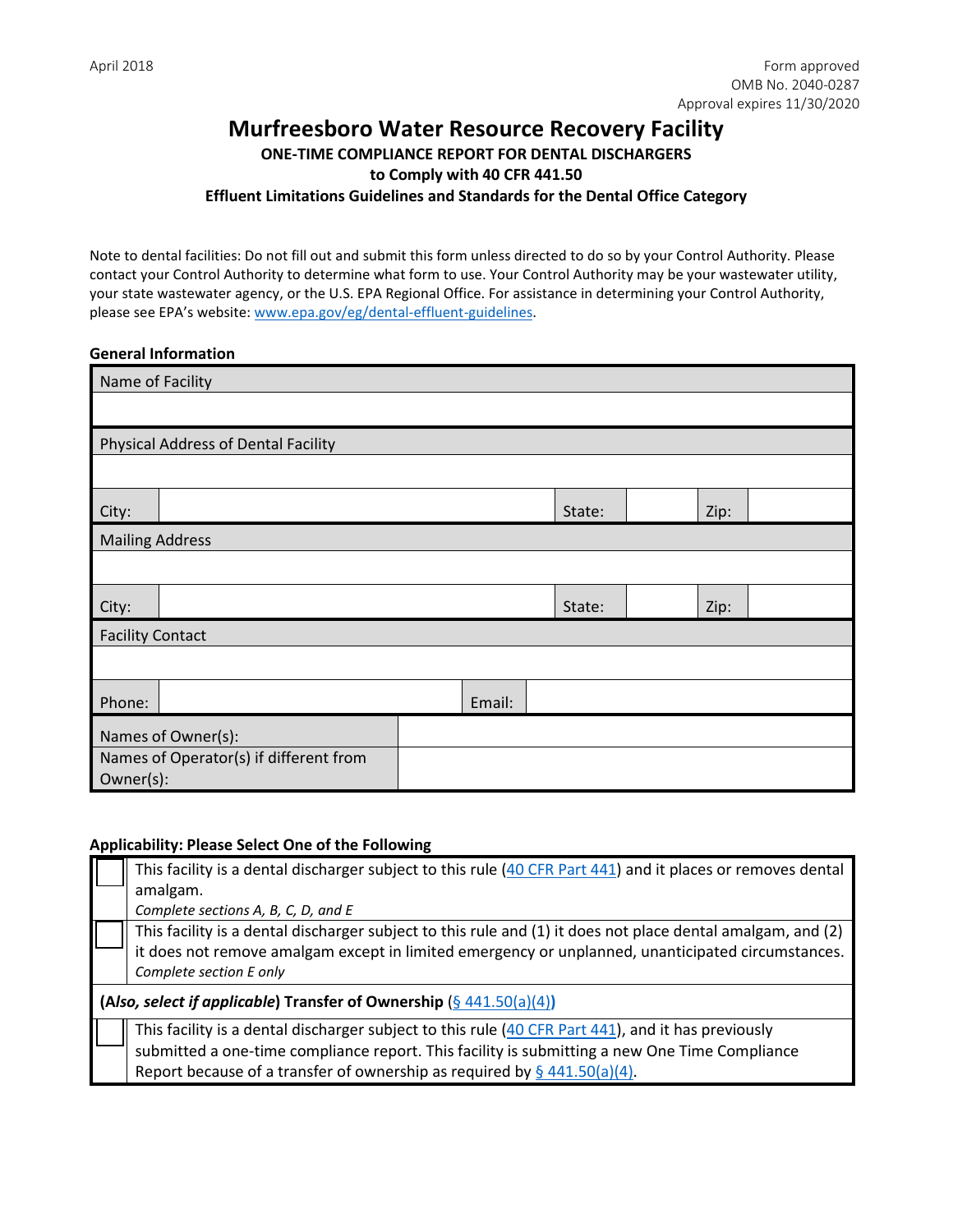April 2018

Form approved
OMB No. 2040-0287
Approval expires 11/30/2020

# Murfreesboro Water Resource Recovery Facility

## ONE-TIME COMPLIANCE REPORT FOR DENTAL DISCHARGERS to Comply with 40 CFR 441.50 Effluent Limitations Guidelines and Standards for the Dental Office Category

Note to dental facilities: Do not fill out and submit this form unless directed to do so by your Control Authority. Please contact your Control Authority to determine what form to use. Your Control Authority may be your wastewater utility, your state wastewater agency, or the U.S. EPA Regional Office. For assistance in determining your Control Authority, please see EPA's website: www.epa.gov/eg/dental-effluent-guidelines.

**General Information**

| Name of Facility | | | | | |
|---|---|---|---|---|---|
| | | | | | |
| **Physical Address of Dental Facility** | | | | | |
| | | | | | |
| City: | | State: | | Zip: | |
| **Mailing Address** | | | | | |
| | | | | | |
| City: | | State: | | Zip: | |
| **Facility Contact** | | | | | |
| | | | | | |
| Phone: | | Email: | | | |
| Names of Owner(s): | | | | | |
| Names of Operator(s) if different from Owner(s): | | | | | |

**Applicability: Please Select One of the Following**

| | |
|---|---|
| ☐ | This facility is a dental discharger subject to this rule (40 CFR Part 441) and it places or removes dental amalgam. *Complete sections A, B, C, D, and E* |
| ☐ | This facility is a dental discharger subject to this rule and (1) it does not place dental amalgam, and (2) it does not remove amalgam except in limited emergency or unplanned, unanticipated circumstances. *Complete section E only* |
| **(*Also, select if applicable*) Transfer of Ownership (§ 441.50(a)(4))** | |
| ☐ | This facility is a dental discharger subject to this rule (40 CFR Part 441), and it has previously submitted a one-time compliance report. This facility is submitting a new One Time Compliance Report because of a transfer of ownership as required by § 441.50(a)(4). |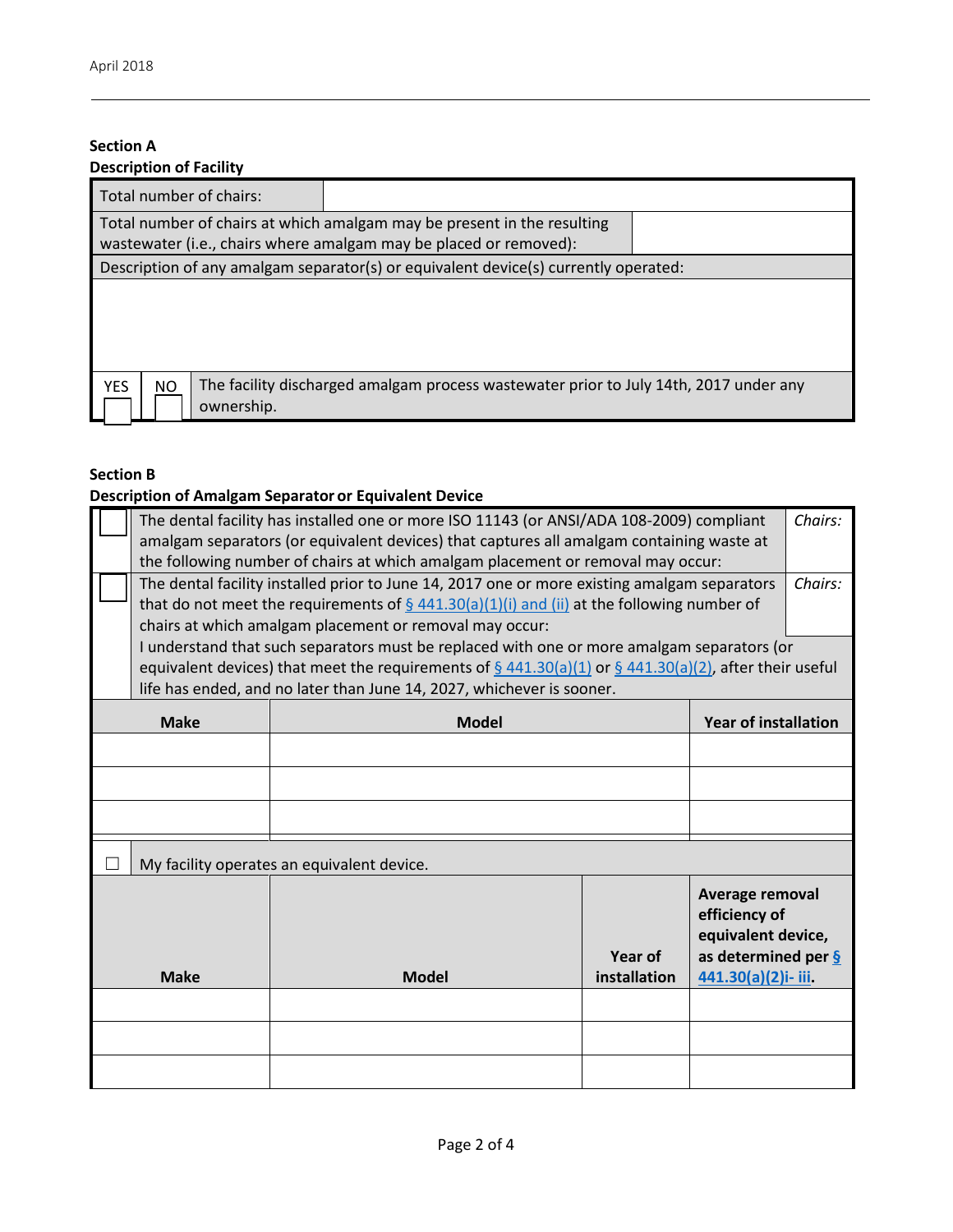## Section A
### Description of Facility

| | |
|---|---|
| Total number of chairs: | |
| Total number of chairs at which amalgam may be present in the resulting wastewater (i.e., chairs where amalgam may be placed or removed): | |
| Description of any amalgam separator(s) or equivalent device(s) currently operated: | |
| | |

| YES | NO | |
|---|---|---|
| ☐ | ☐ | The facility discharged amalgam process wastewater prior to July 14th, 2017 under any ownership. |

## Section B
### Description of Amalgam Separator or Equivalent Device

| | | |
|---|---|---|
| ☐ | The dental facility has installed one or more ISO 11143 (or ANSI/ADA 108-2009) compliant amalgam separators (or equivalent devices) that captures all amalgam containing waste at the following number of chairs at which amalgam placement or removal may occur: | *Chairs:* |
| ☐ | The dental facility installed prior to June 14, 2017 one or more existing amalgam separators that do not meet the requirements of § 441.30(a)(1)(i) and (ii) at the following number of chairs at which amalgam placement or removal may occur: I understand that such separators must be replaced with one or more amalgam separators (or equivalent devices) that meet the requirements of § 441.30(a)(1) or § 441.30(a)(2), after their useful life has ended, and no later than June 14, 2027, whichever is sooner. | *Chairs:* |

| Make | Model | Year of installation |
|---|---|---|
| | | |
| | | |
| | | |

☐ My facility operates an equivalent device.

| Make | Model | Year of installation | Average removal efficiency of equivalent device, as determined per § 441.30(a)(2)i- iii. |
|---|---|---|---|
| | | | |
| | | | |
| | | | |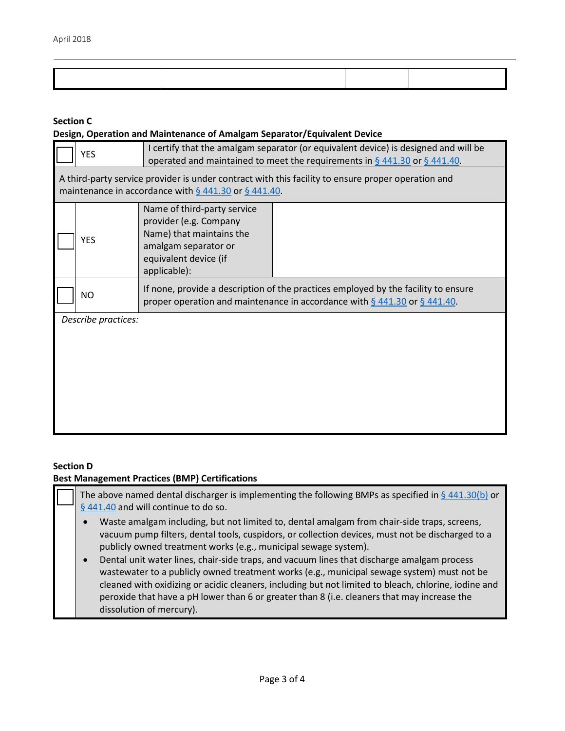| | | | |
|---|---|---|---|
| | | | |

**Section C**
**Design, Operation and Maintenance of Amalgam Separator/Equivalent Device**

| ☐ | YES | I certify that the amalgam separator (or equivalent device) is designed and will be operated and maintained to meet the requirements in § 441.30 or § 441.40. |
|---|---|---|

A third-party service provider is under contract with this facility to ensure proper operation and maintenance in accordance with § 441.30 or § 441.40.

| ☐ | YES | Name of third-party service provider (e.g. Company Name) that maintains the amalgam separator or equivalent device (if applicable): | |
|---|---|---|---|
| ☐ | NO | If none, provide a description of the practices employed by the facility to ensure proper operation and maintenance in accordance with § 441.30 or § 441.40. | |

*Describe practices:*

**Section D**
**Best Management Practices (BMP) Certifications**

☐ The above named dental discharger is implementing the following BMPs as specified in § 441.30(b) or § 441.40 and will continue to do so.

- Waste amalgam including, but not limited to, dental amalgam from chair-side traps, screens, vacuum pump filters, dental tools, cuspidors, or collection devices, must not be discharged to a publicly owned treatment works (e.g., municipal sewage system).
- Dental unit water lines, chair-side traps, and vacuum lines that discharge amalgam process wastewater to a publicly owned treatment works (e.g., municipal sewage system) must not be cleaned with oxidizing or acidic cleaners, including but not limited to bleach, chlorine, iodine and peroxide that have a pH lower than 6 or greater than 8 (i.e. cleaners that may increase the dissolution of mercury).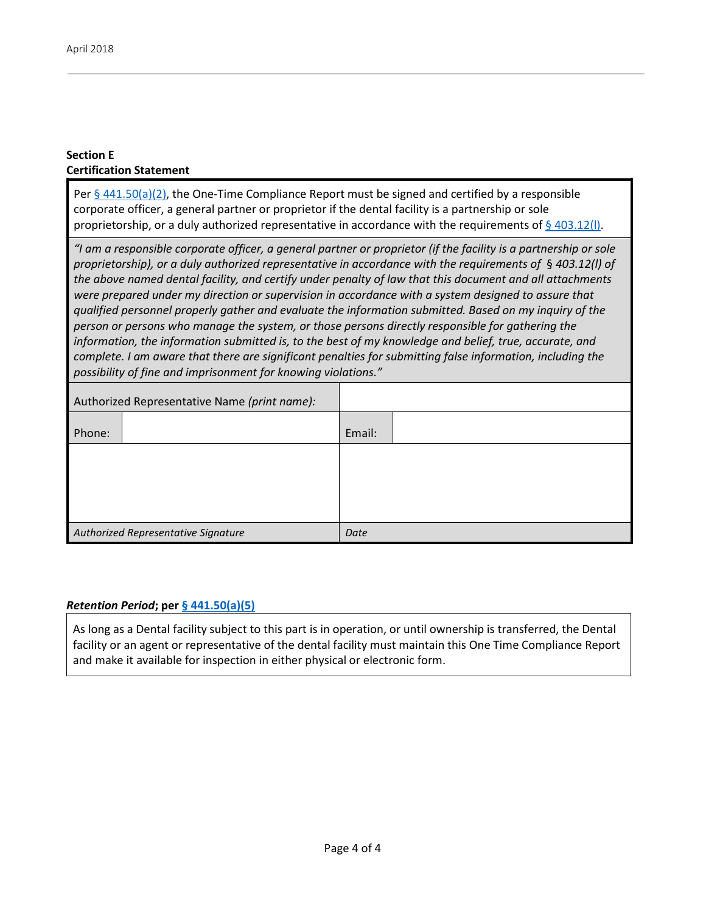**Section E**
**Certification Statement**

Per § 441.50(a)(2), the One-Time Compliance Report must be signed and certified by a responsible corporate officer, a general partner or proprietor if the dental facility is a partnership or sole proprietorship, or a duly authorized representative in accordance with the requirements of § 403.12(l).

*"I am a responsible corporate officer, a general partner or proprietor (if the facility is a partnership or sole proprietorship), or a duly authorized representative in accordance with the requirements of § 403.12(l) of the above named dental facility, and certify under penalty of law that this document and all attachments were prepared under my direction or supervision in accordance with a system designed to assure that qualified personnel properly gather and evaluate the information submitted. Based on my inquiry of the person or persons who manage the system, or those persons directly responsible for gathering the information, the information submitted is, to the best of my knowledge and belief, true, accurate, and complete. I am aware that there are significant penalties for submitting false information, including the possibility of fine and imprisonment for knowing violations."*

| | | | |
|---|---|---|---|
| Authorized Representative Name *(print name)*: | | | |
| Phone: | | Email: | |
| | | | |
| *Authorized Representative Signature* | | *Date* | |

***Retention Period*; per § 441.50(a)(5)**

As long as a Dental facility subject to this part is in operation, or until ownership is transferred, the Dental facility or an agent or representative of the dental facility must maintain this One Time Compliance Report and make it available for inspection in either physical or electronic form.